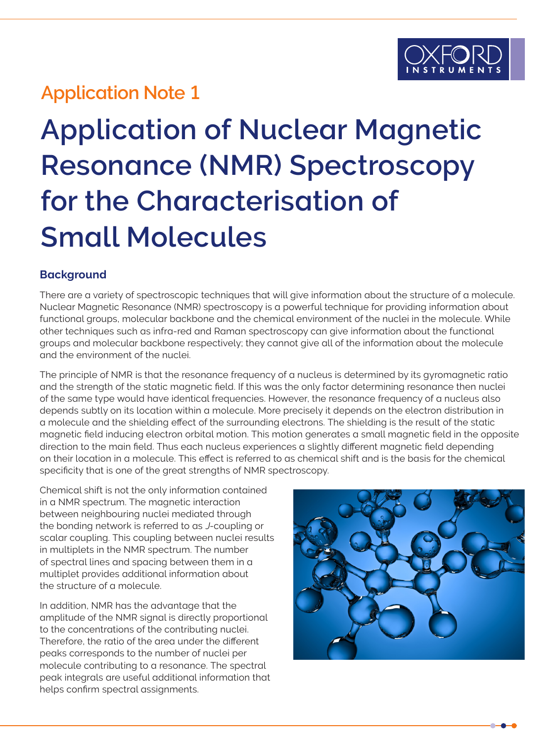## Application Note 1

# Application of Nuclear Magnetic Resonance (NMR) Spectroscopy for the Characterisation of Small Molecules

### Background

There are a variety of spectroscopic techniques that will give information about the structure of a molecule. Nuclear Magnetic Resonance (NMR) spectroscopy is a powerful technique for providing information about functional groups, molecular backbone and the chemical environment of the nuclei in the molecule. While other techniques such as infra-red and Raman spectroscopy can give information about the functional groups and molecular backbone respectively; they cannot give all of the information about the molecule and the environment of the nuclei.

The principle of NMR is that the resonance frequency of a nucleus is determined by its gyromagnetic ratio and the strength of the static magnetic field. If this was the only factor determining resonance then nuclei of the same type would have identical frequencies. However, the resonance frequency of a nucleus also depends subtly on its location within a molecule. More precisely it depends on the electron distribution in a molecule and the shielding effect of the surrounding electrons. The shielding is the result of the static magnetic field inducing electron orbital motion. This motion generates a small magnetic field in the opposite direction to the main field. Thus each nucleus experiences a slightly different magnetic field depending on their location in a molecule. This effect is referred to as chemical shift and is the basis for the chemical specificity that is one of the great strengths of NMR spectroscopy.

Chemical shift is not the only information contained in a NMR spectrum. The magnetic interaction between neighbouring nuclei mediated through the bonding network is referred to as *J*-coupling or scalar coupling. This coupling between nuclei results in multiplets in the NMR spectrum. The number of spectral lines and spacing between them in a multiplet provides additional information about the structure of a molecule.

In addition, NMR has the advantage that the amplitude of the NMR signal is directly proportional to the concentrations of the contributing nuclei. Therefore, the ratio of the area under the different peaks corresponds to the number of nuclei per molecule contributing to a resonance. The spectral peak integrals are useful additional information that helps confirm spectral assignments.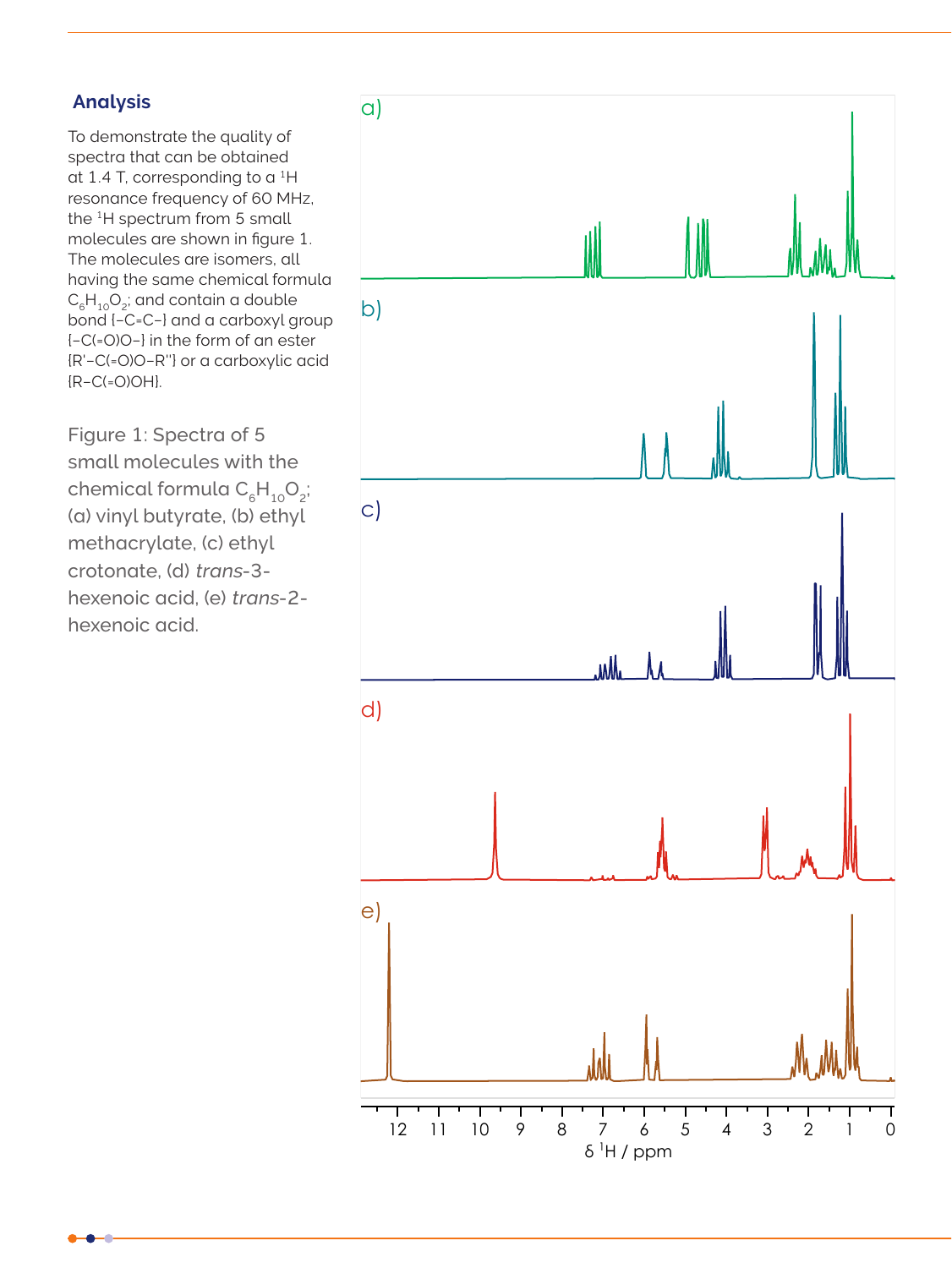## Analysis

To demonstrate the quality of spectra that can be obtained at 1.4 T, corresponding to a $^1$H resonance frequency of 60 MHz, the $^1$H spectrum from 5 small molecules are shown in figure 1. The molecules are isomers, all having the same chemical formula $C_6H_{10}O_2$; and contain a double bond {–C=C–} and a carboxyl group {–C(=O)O–} in the form of an ester {R'–C(=O)O–R''} or a carboxylic acid {R–C(=O)OH}.

Figure 1: Spectra of 5 small molecules with the chemical formula $C_6H_{10}O_2$; (a) vinyl butyrate, (b) ethyl methacrylate, (c) ethyl crotonate, (d) *trans*-3-hexenoic acid, (e) *trans*-2-hexenoic acid.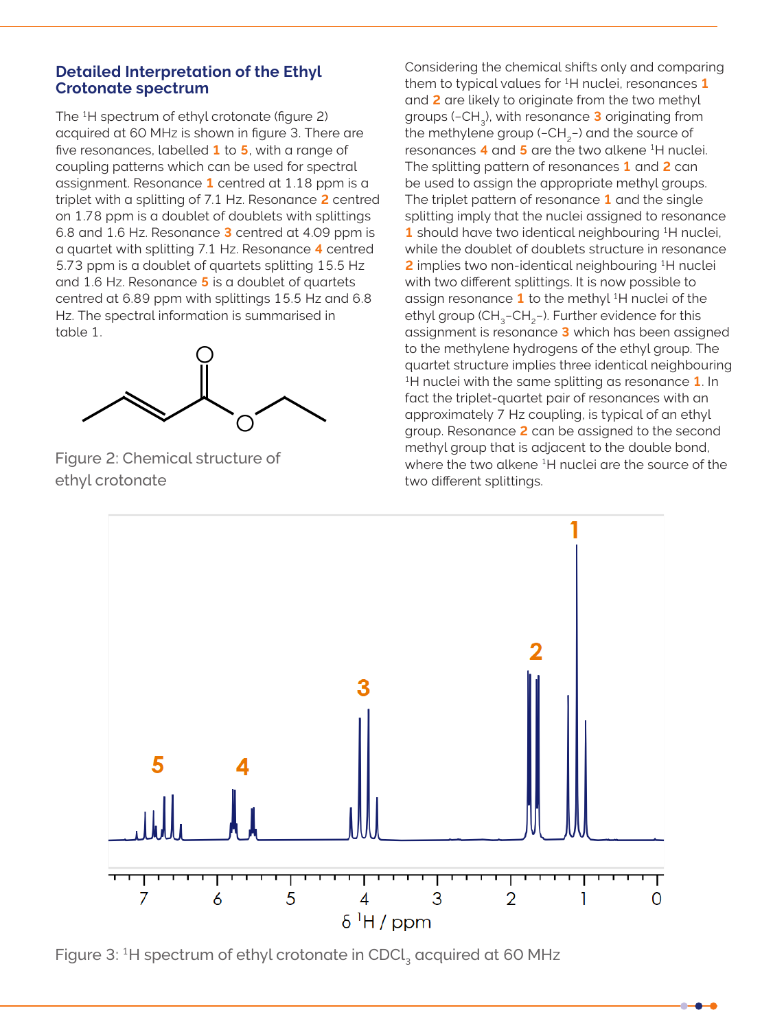## Detailed Interpretation of the Ethyl Crotonate spectrum

The $^1H$ spectrum of ethyl crotonate (figure 2) acquired at 60 MHz is shown in figure 3. There are five resonances, labelled **1** to **5**, with a range of coupling patterns which can be used for spectral assignment. Resonance **1** centred at 1.18 ppm is a triplet with a splitting of 7.1 Hz. Resonance **2** centred on 1.78 ppm is a doublet of doublets with splittings 6.8 and 1.6 Hz. Resonance **3** centred at 4.09 ppm is a quartet with splitting 7.1 Hz. Resonance **4** centred 5.73 ppm is a doublet of quartets splitting 15.5 Hz and 1.6 Hz. Resonance **5** is a doublet of quartets centred at 6.89 ppm with splittings 15.5 Hz and 6.8 Hz. The spectral information is summarised in table 1.

Figure 2: Chemical structure of ethyl crotonate

Considering the chemical shifts only and comparing them to typical values for $^1H$ nuclei, resonances **1** and **2** are likely to originate from the two methyl groups ($-CH_3$), with resonance **3** originating from the methylene group ($-CH_2-$) and the source of resonances **4** and **5** are the two alkene $^1H$ nuclei. The splitting pattern of resonances **1** and **2** can be used to assign the appropriate methyl groups. The triplet pattern of resonance **1** and the single splitting imply that the nuclei assigned to resonance **1** should have two identical neighbouring $^1H$ nuclei, while the doublet of doublets structure in resonance **2** implies two non-identical neighbouring $^1H$ nuclei with two different splittings. It is now possible to assign resonance **1** to the methyl $^1H$ nuclei of the ethyl group ($CH_3$–$CH_2$–). Further evidence for this assignment is resonance **3** which has been assigned to the methylene hydrogens of the ethyl group. The quartet structure implies three identical neighbouring $^1H$ nuclei with the same splitting as resonance **1**. In fact the triplet-quartet pair of resonances with an approximately 7 Hz coupling, is typical of an ethyl group. Resonance **2** can be assigned to the second methyl group that is adjacent to the double bond, where the two alkene $^1H$ nuclei are the source of the two different splittings.

Figure 3: $^1H$ spectrum of ethyl crotonate in $CDCl_3$ acquired at 60 MHz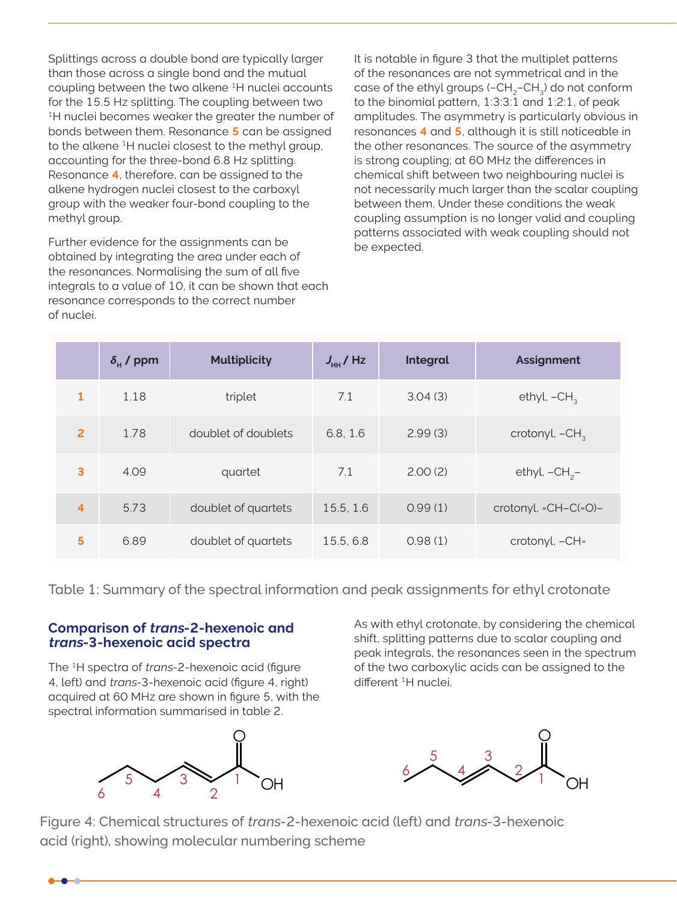Splittings across a double bond are typically larger than those across a single bond and the mutual coupling between the two alkene $^{1}H$ nuclei accounts for the 15.5 Hz splitting. The coupling between two $^{1}H$ nuclei becomes weaker the greater the number of bonds between them. Resonance **5** can be assigned to the alkene $^{1}H$ nuclei closest to the methyl group, accounting for the three-bond 6.8 Hz splitting. Resonance **4**, therefore, can be assigned to the alkene hydrogen nuclei closest to the carboxyl group with the weaker four-bond coupling to the methyl group.

Further evidence for the assignments can be obtained by integrating the area under each of the resonances. Normalising the sum of all five integrals to a value of 10, it can be shown that each resonance corresponds to the correct number of nuclei.

It is notable in figure 3 that the multiplet patterns of the resonances are not symmetrical and in the case of the ethyl groups ($-CH_2-CH_3$) do not conform to the binomial pattern, 1:3:3:1 and 1:2:1, of peak amplitudes. The asymmetry is particularly obvious in resonances **4** and **5**, although it is still noticeable in the other resonances. The source of the asymmetry is strong coupling; at 60 MHz the differences in chemical shift between two neighbouring nuclei is not necessarily much larger than the scalar coupling between them. Under these conditions the weak coupling assumption is no longer valid and coupling patterns associated with weak coupling should not be expected.

| | $\delta_H$ / ppm | Multiplicity | $J_{HH}$ / Hz | Integral | Assignment |
|---|---|---|---|---|---|
| 1 | 1.18 | triplet | 7.1 | 3.04 (3) | ethyl, $-CH_3$ |
| 2 | 1.78 | doublet of doublets | 6.8, 1.6 | 2.99 (3) | crotonyl, $-CH_3$ |
| 3 | 4.09 | quartet | 7.1 | 2.00 (2) | ethyl, $-CH_2-$ |
| 4 | 5.73 | doublet of quartets | 15.5, 1.6 | 0.99 (1) | crotonyl, =CH–C(=O)– |
| 5 | 6.89 | doublet of quartets | 15.5, 6.8 | 0.98 (1) | crotonyl, –CH= |

Table 1: Summary of the spectral information and peak assignments for ethyl crotonate

## Comparison of *trans*-2-hexenoic and *trans*-3-hexenoic acid spectra

The $^{1}H$ spectra of *trans*-2-hexenoic acid (figure 4, left) and *trans*-3-hexenoic acid (figure 4, right) acquired at 60 MHz are shown in figure 5, with the spectral information summarised in table 2.

As with ethyl crotonate, by considering the chemical shift, splitting patterns due to scalar coupling and peak integrals, the resonances seen in the spectrum of the two carboxylic acids can be assigned to the different $^{1}H$ nuclei.

Figure 4: Chemical structures of *trans*-2-hexenoic acid (left) and *trans*-3-hexenoic acid (right), showing molecular numbering scheme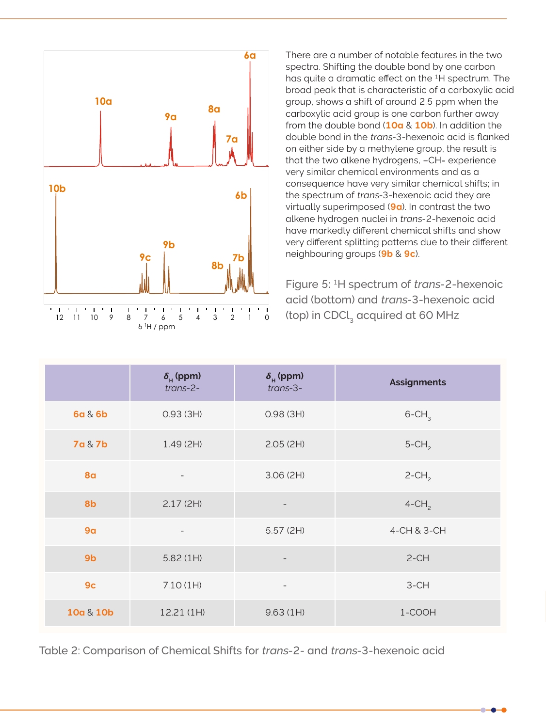There are a number of notable features in the two spectra. Shifting the double bond by one carbon has quite a dramatic effect on the $^1H$ spectrum. The broad peak that is characteristic of a carboxylic acid group, shows a shift of around 2.5 ppm when the carboxylic acid group is one carbon further away from the double bond (**10a** & **10b**). In addition the double bond in the *trans*-3-hexenoic acid is flanked on either side by a methylene group, the result is that the two alkene hydrogens, –CH= experience very similar chemical environments and as a consequence have very similar chemical shifts; in the spectrum of *trans*-3-hexenoic acid they are virtually superimposed (**9a**). In contrast the two alkene hydrogen nuclei in *trans*-2-hexenoic acid have markedly different chemical shifts and show very different splitting patterns due to their different neighbouring groups (**9b** & **9c**).

Figure 5: $^1H$ spectrum of *trans*-2-hexenoic acid (bottom) and *trans*-3-hexenoic acid (top) in $CDCl_3$ acquired at 60 MHz

| | $\delta_H$ (ppm) *trans*-2- | $\delta_H$ (ppm) *trans*-3- | Assignments |
|---|---|---|---|
| **6a** & **6b** | 0.93 (3H) | 0.98 (3H) | 6-$CH_3$ |
| **7a** & **7b** | 1.49 (2H) | 2.05 (2H) | 5-$CH_2$ |
| **8a** | - | 3.06 (2H) | 2-$CH_2$ |
| **8b** | 2.17 (2H) | - | 4-$CH_2$ |
| **9a** | - | 5.57 (2H) | 4-CH & 3-CH |
| **9b** | 5.82 (1H) | - | 2-CH |
| **9c** | 7.10 (1H) | - | 3-CH |
| **10a** & **10b** | 12.21 (1H) | 9.63 (1H) | 1-COOH |

Table 2: Comparison of Chemical Shifts for *trans*-2- and *trans*-3-hexenoic acid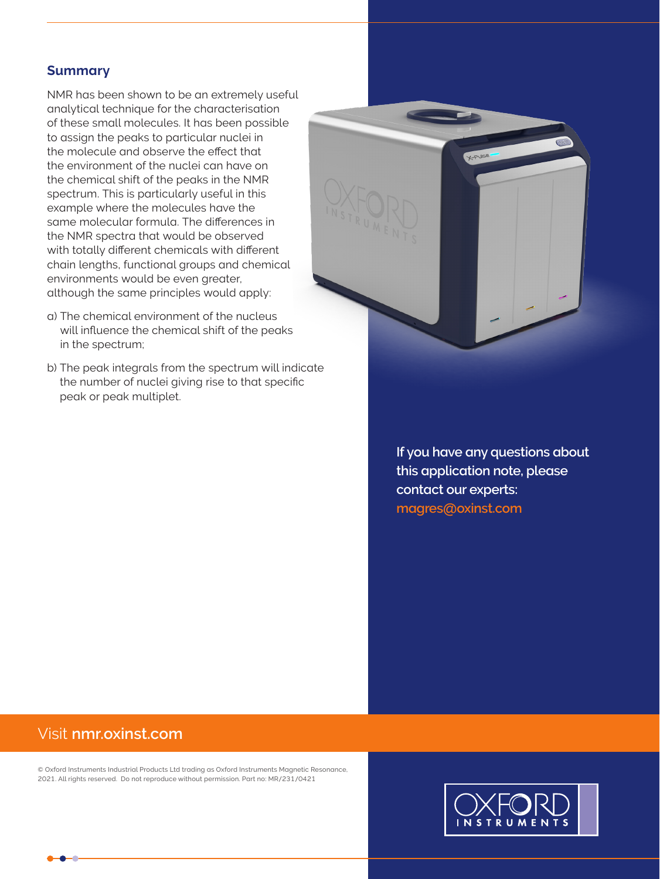## Summary

NMR has been shown to be an extremely useful analytical technique for the characterisation of these small molecules. It has been possible to assign the peaks to particular nuclei in the molecule and observe the effect that the environment of the nuclei can have on the chemical shift of the peaks in the NMR spectrum. This is particularly useful in this example where the molecules have the same molecular formula. The differences in the NMR spectra that would be observed with totally different chemicals with different chain lengths, functional groups and chemical environments would be even greater, although the same principles would apply:

a) The chemical environment of the nucleus will influence the chemical shift of the peaks in the spectrum;

b) The peak integrals from the spectrum will indicate the number of nuclei giving rise to that specific peak or peak multiplet.

**If you have any questions about this application note, please contact our experts: magres@oxinst.com**

Visit **nmr.oxinst.com**

© Oxford Instruments Industrial Products Ltd trading as Oxford Instruments Magnetic Resonance, 2021. All rights reserved. Do not reproduce without permission. Part no: MR/231/0421